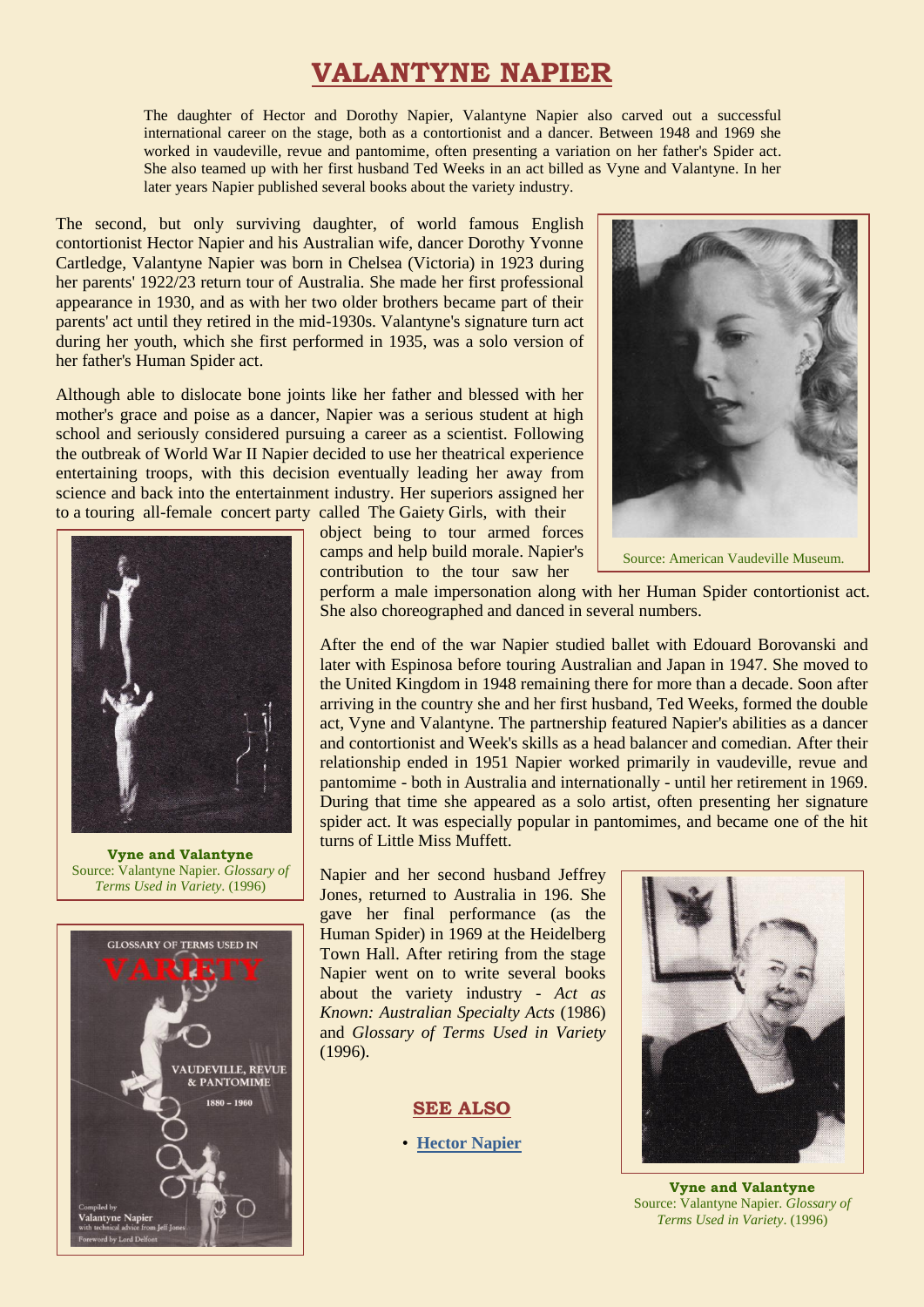# VALANTYNE NAPIER

The daughter of Hector and Dorothy Napier, Valantyne Napier also carved out a successful international career on the stage, both as a contortionist and a dancer. Between 1948 and 1969 she worked in vaudeville, revue and pantomime, often presenting a variation on her father's Spider act. She also teamed up with her first husband Ted Weeks in an act billed as Vyne and Valantyne. In her later years Napier published several books about the variety industry.

The second, but only surviving daughter, of world famous English contortionist Hector Napier and his Australian wife, dancer Dorothy Yvonne Cartledge, Valantyne Napier was born in Chelsea (Victoria) in 1923 during her parents' 1922/23 return tour of Australia. She made her first professional appearance in 1930, and as with her two older brothers became part of their parents' act until they retired in the mid-1930s. Valantyne's signature turn act during her youth, which she first performed in 1935, was a solo version of her father's Human Spider act.

Source: American Vaudeville Museum.

Although able to dislocate bone joints like her father and blessed with her mother's grace and poise as a dancer, Napier was a serious student at high school and seriously considered pursuing a career as a scientist. Following the outbreak of World War II Napier decided to use her theatrical experience entertaining troops, with this decision eventually leading her away from science and back into the entertainment industry. Her superiors assigned her to a touring all-female concert party called The Gaiety Girls, with their object being to tour armed forces camps and help build morale. Napier's contribution to the tour saw her perform a male impersonation along with her Human Spider contortionist act. She also choreographed and danced in several numbers.

**Vyne and Valantyne**
Source: Valantyne Napier. *Glossary of Terms Used in Variety*. (1996)

After the end of the war Napier studied ballet with Edouard Borovanski and later with Espinosa before touring Australian and Japan in 1947. She moved to the United Kingdom in 1948 remaining there for more than a decade. Soon after arriving in the country she and her first husband, Ted Weeks, formed the double act, Vyne and Valantyne. The partnership featured Napier's abilities as a dancer and contortionist and Week's skills as a head balancer and comedian. After their relationship ended in 1951 Napier worked primarily in vaudeville, revue and pantomime - both in Australia and internationally - until her retirement in 1969. During that time she appeared as a solo artist, often presenting her signature spider act. It was especially popular in pantomimes, and became one of the hit turns of Little Miss Muffett.

Napier and her second husband Jeffrey Jones, returned to Australia in 196. She gave her final performance (as the Human Spider) in 1969 at the Heidelberg Town Hall. After retiring from the stage Napier went on to write several books about the variety industry - *Act as Known: Australian Specialty Acts* (1986) and *Glossary of Terms Used in Variety* (1996).

**Vyne and Valantyne**
Source: Valantyne Napier. *Glossary of Terms Used in Variety*. (1996)

## SEE ALSO

- **Hector Napier**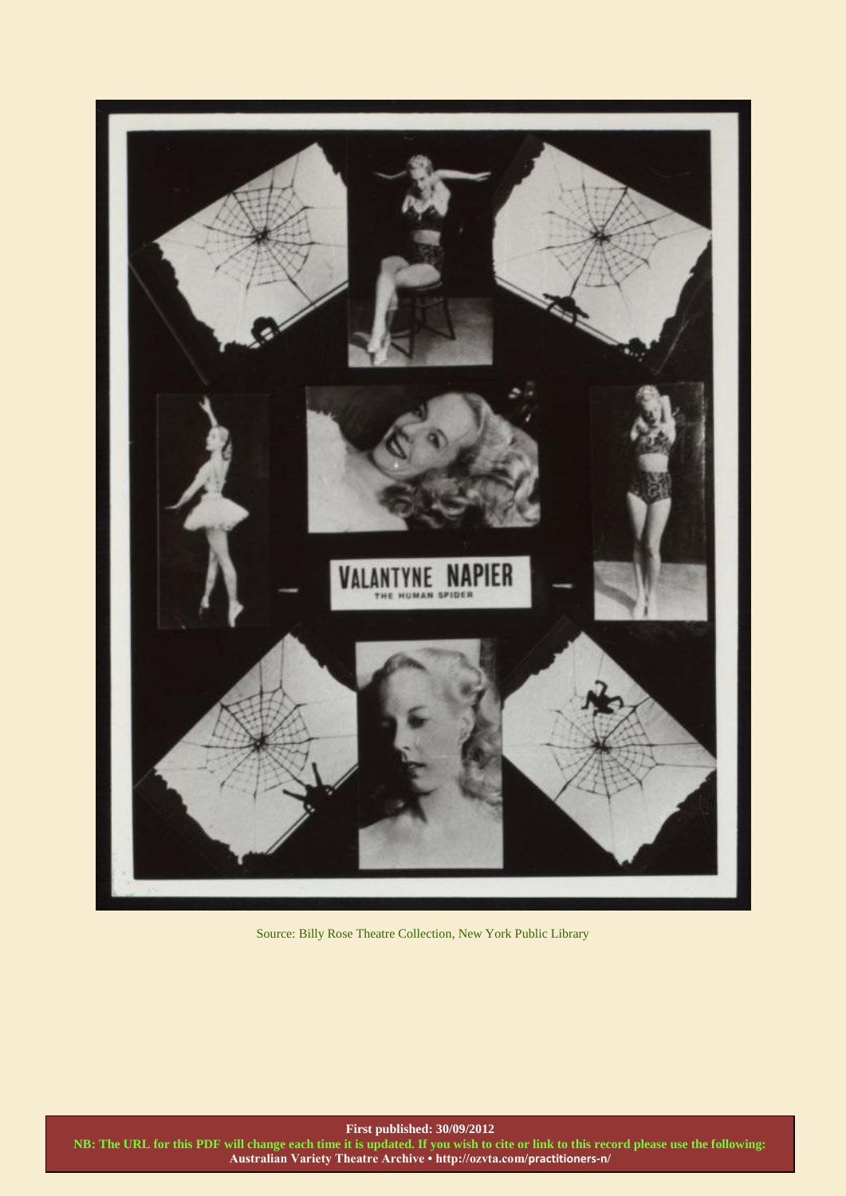VALANTYNE NAPIER

THE HUMAN SPIDER

Source: Billy Rose Theatre Collection, New York Public Library

**First published: 30/09/2012**

**NB: The URL for this PDF will change each time it is updated. If you wish to cite or link to this record please use the following:**
**Australian Variety Theatre Archive • http://ozvta.com/practitioners-n/**